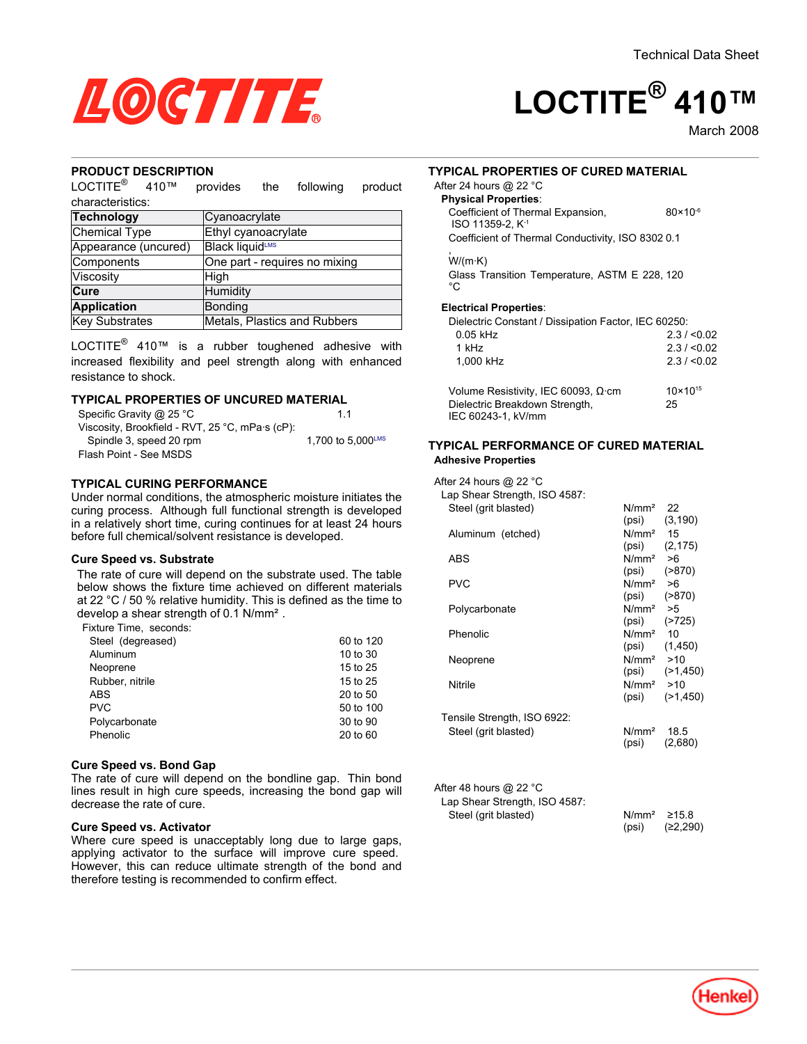Technical Data Sheet

# LOCTITE® 410™

March 2008

## PRODUCT DESCRIPTION

LOCTITE® 410™ provides the following product characteristics:

| Technology | Cyanoacrylate |
|---|---|
| Chemical Type | Ethyl cyanoacrylate |
| Appearance (uncured) | Black liquid[LMS] |
| Components | One part - requires no mixing |
| Viscosity | High |
| Cure | Humidity |
| Application | Bonding |
| Key Substrates | Metals, Plastics and Rubbers |

LOCTITE® 410™ is a rubber toughened adhesive with increased flexibility and peel strength along with enhanced resistance to shock.

## TYPICAL PROPERTIES OF UNCURED MATERIAL

Specific Gravity @ 25 °C 1.1

Viscosity, Brookfield - RVT, 25 °C, mPa·s (cP):

Spindle 3, speed 20 rpm 1,700 to 5,000[LMS]

Flash Point - See MSDS

## TYPICAL CURING PERFORMANCE

Under normal conditions, the atmospheric moisture initiates the curing process. Although full functional strength is developed in a relatively short time, curing continues for at least 24 hours before full chemical/solvent resistance is developed.

### Cure Speed vs. Substrate

The rate of cure will depend on the substrate used. The table below shows the fixture time achieved on different materials at 22 °C / 50 % relative humidity. This is defined as the time to develop a shear strength of 0.1 N/mm².

Fixture Time, seconds:

| Substrate | Fixture Time, seconds |
|---|---|
| Steel (degreased) | 60 to 120 |
| Aluminum | 10 to 30 |
| Neoprene | 15 to 25 |
| Rubber, nitrile | 15 to 25 |
| ABS | 20 to 50 |
| PVC | 50 to 100 |
| Polycarbonate | 30 to 90 |
| Phenolic | 20 to 60 |

### Cure Speed vs. Bond Gap

The rate of cure will depend on the bondline gap. Thin bond lines result in high cure speeds, increasing the bond gap will decrease the rate of cure.

### Cure Speed vs. Activator

Where cure speed is unacceptably long due to large gaps, applying activator to the surface will improve cure speed. However, this can reduce ultimate strength of the bond and therefore testing is recommended to confirm effect.

## TYPICAL PROPERTIES OF CURED MATERIAL

After 24 hours @ 22 °C

**Physical Properties**:

Coefficient of Thermal Expansion, ISO 11359-2, $K^{-1}$ $80 \times 10^{-6}$

Coefficient of Thermal Conductivity, ISO 8302, W/(m·K) 0.1

Glass Transition Temperature, ASTM E 228, °C 120

**Electrical Properties**:

Dielectric Constant / Dissipation Factor, IEC 60250:

| Frequency | Value |
|---|---|
| 0.05 kHz | 2.3 / <0.02 |
| 1 kHz | 2.3 / <0.02 |
| 1,000 kHz | 2.3 / <0.02 |

Volume Resistivity, IEC 60093, Ω·cm $10 \times 10^{15}$

Dielectric Breakdown Strength, IEC 60243-1, kV/mm 25

## TYPICAL PERFORMANCE OF CURED MATERIAL

### Adhesive Properties

After 24 hours @ 22 °C

Lap Shear Strength, ISO 4587:

| Substrate | Unit | Value |
|---|---|---|
| Steel (grit blasted) | N/mm² | 22 |
| | (psi) | (3,190) |
| Aluminum (etched) | N/mm² | 15 |
| | (psi) | (2,175) |
| ABS | N/mm² | >6 |
| | (psi) | (>870) |
| PVC | N/mm² | >6 |
| | (psi) | (>870) |
| Polycarbonate | N/mm² | >5 |
| | (psi) | (>725) |
| Phenolic | N/mm² | 10 |
| | (psi) | (1,450) |
| Neoprene | N/mm² | >10 |
| | (psi) | (>1,450) |
| Nitrile | N/mm² | >10 |
| | (psi) | (>1,450) |

Tensile Strength, ISO 6922:

| Substrate | Unit | Value |
|---|---|---|
| Steel (grit blasted) | N/mm² | 18.5 |
| | (psi) | (2,680) |

After 48 hours @ 22 °C

Lap Shear Strength, ISO 4587:

| Substrate | Unit | Value |
|---|---|---|
| Steel (grit blasted) | N/mm² | ≥15.8 |
| | (psi) | (≥2,290) |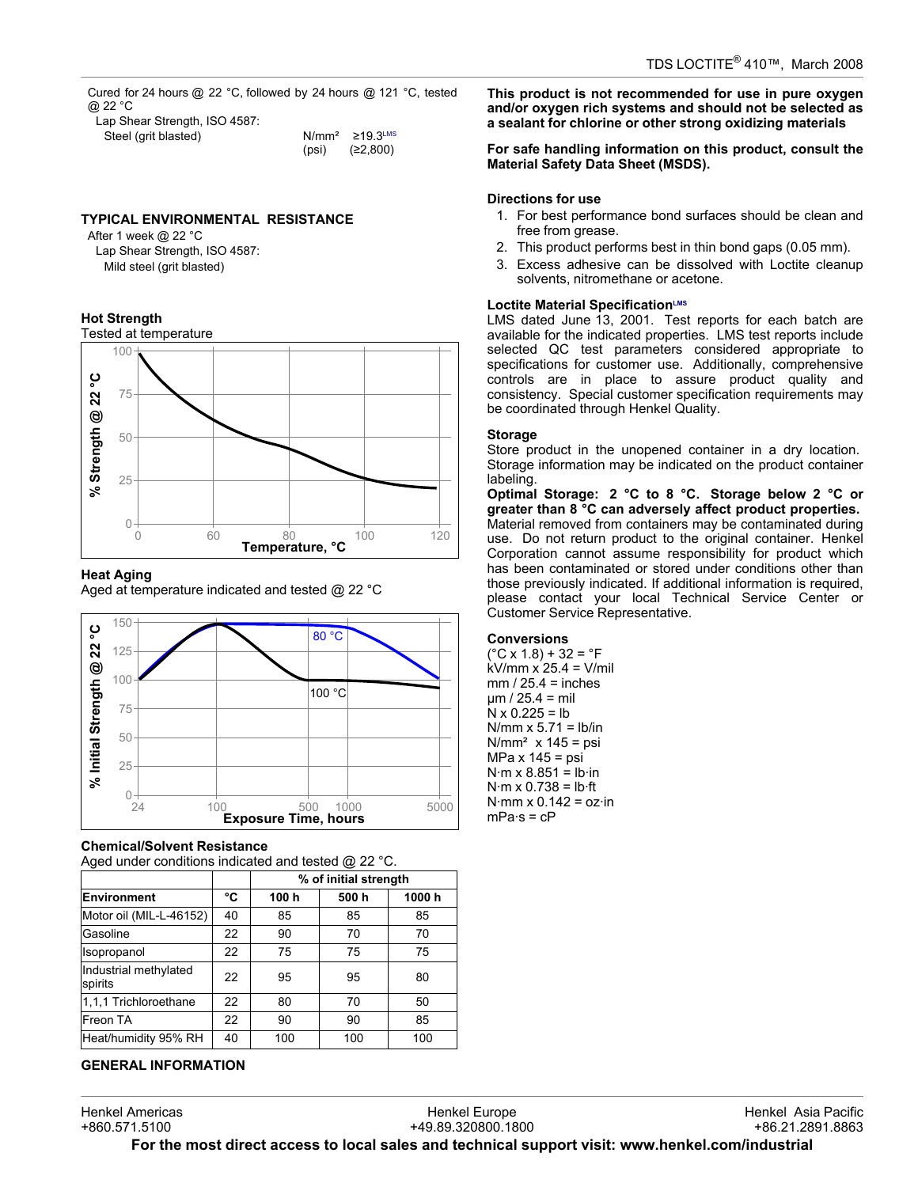Cured for 24 hours @ 22 °C, followed by 24 hours @ 121 °C, tested @ 22 °C

Lap Shear Strength, ISO 4587:

| | | |
|---|---|---|
| Steel (grit blasted) | N/mm² | ≥19.3[LMS] |
| | (psi) | (≥2,800) |

## TYPICAL ENVIRONMENTAL RESISTANCE

After 1 week @ 22 °C

Lap Shear Strength, ISO 4587:

Mild steel (grit blasted)

### Hot Strength

Tested at temperature

### Heat Aging

Aged at temperature indicated and tested @ 22 °C

### Chemical/Solvent Resistance

Aged under conditions indicated and tested @ 22 °C.

| | | % of initial strength | | |
|---|---|---|---|---|
| **Environment** | **°C** | **100 h** | **500 h** | **1000 h** |
| Motor oil (MIL-L-46152) | 40 | 85 | 85 | 85 |
| Gasoline | 22 | 90 | 70 | 70 |
| Isopropanol | 22 | 75 | 75 | 75 |
| Industrial methylated spirits | 22 | 95 | 95 | 80 |
| 1,1,1 Trichloroethane | 22 | 80 | 70 | 50 |
| Freon TA | 22 | 90 | 90 | 85 |
| Heat/humidity 95% RH | 40 | 100 | 100 | 100 |

## GENERAL INFORMATION

**This product is not recommended for use in pure oxygen and/or oxygen rich systems and should not be selected as a sealant for chlorine or other strong oxidizing materials**

**For safe handling information on this product, consult the Material Safety Data Sheet (MSDS).**

### Directions for use

1. For best performance bond surfaces should be clean and free from grease.
2. This product performs best in thin bond gaps (0.05 mm).
3. Excess adhesive can be dissolved with Loctite cleanup solvents, nitromethane or acetone.

### Loctite Material Specification[LMS]

LMS dated June 13, 2001. Test reports for each batch are available for the indicated properties. LMS test reports include selected QC test parameters considered appropriate to specifications for customer use. Additionally, comprehensive controls are in place to assure product quality and consistency. Special customer specification requirements may be coordinated through Henkel Quality.

### Storage

Store product in the unopened container in a dry location. Storage information may be indicated on the product container labeling.

**Optimal Storage: 2 °C to 8 °C. Storage below 2 °C or greater than 8 °C can adversely affect product properties.** Material removed from containers may be contaminated during use. Do not return product to the original container. Henkel Corporation cannot assume responsibility for product which has been contaminated or stored under conditions other than those previously indicated. If additional information is required, please contact your local Technical Service Center or Customer Service Representative.

### Conversions

(°C x 1.8) + 32 = °F
kV/mm x 25.4 = V/mil
mm / 25.4 = inches
µm / 25.4 = mil
N x 0.225 = lb
N/mm x 5.71 = lb/in
N/mm² x 145 = psi
MPa x 145 = psi
N·m x 8.851 = lb·in
N·m x 0.738 = lb·ft
N·mm x 0.142 = oz·in
mPa·s = cP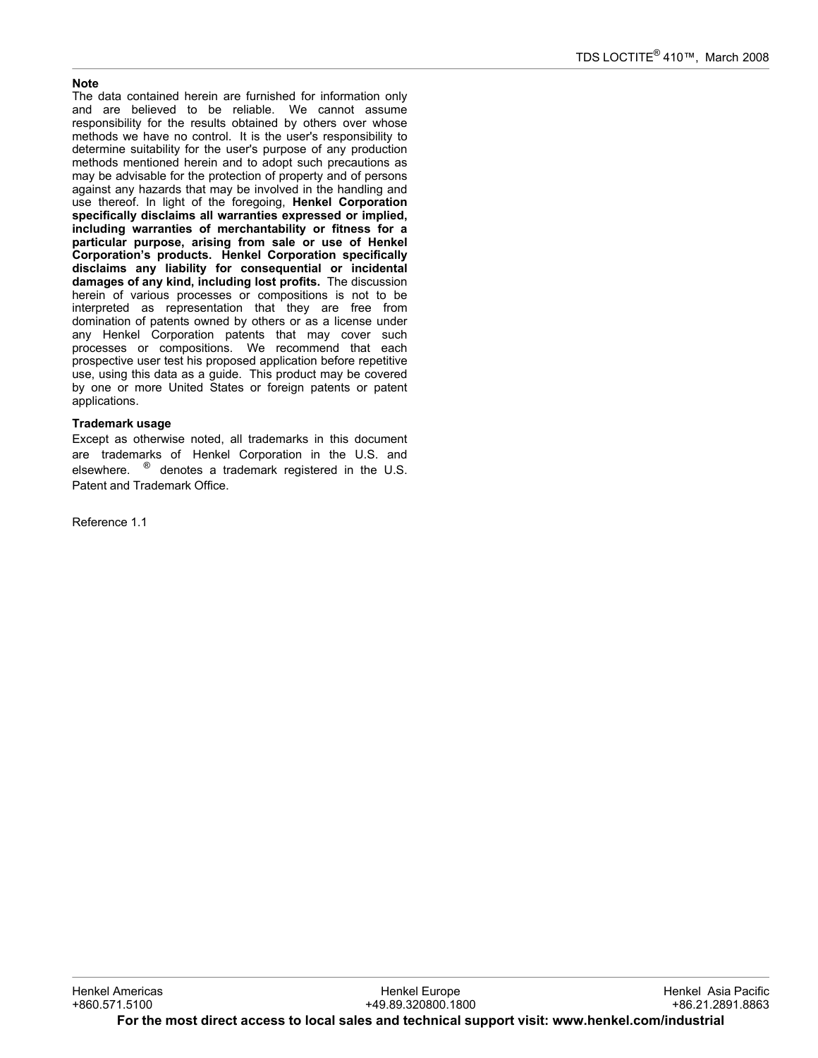**Note**

The data contained herein are furnished for information only and are believed to be reliable. We cannot assume responsibility for the results obtained by others over whose methods we have no control. It is the user's responsibility to determine suitability for the user's purpose of any production methods mentioned herein and to adopt such precautions as may be advisable for the protection of property and of persons against any hazards that may be involved in the handling and use thereof. In light of the foregoing, **Henkel Corporation specifically disclaims all warranties expressed or implied, including warranties of merchantability or fitness for a particular purpose, arising from sale or use of Henkel Corporation's products. Henkel Corporation specifically disclaims any liability for consequential or incidental damages of any kind, including lost profits.** The discussion herein of various processes or compositions is not to be interpreted as representation that they are free from domination of patents owned by others or as a license under any Henkel Corporation patents that may cover such processes or compositions. We recommend that each prospective user test his proposed application before repetitive use, using this data as a guide. This product may be covered by one or more United States or foreign patents or patent applications.

**Trademark usage**

Except as otherwise noted, all trademarks in this document are trademarks of Henkel Corporation in the U.S. and elsewhere. ® denotes a trademark registered in the U.S. Patent and Trademark Office.

Reference 1.1

Henkel Americas
+860.571.5100

Henkel Europe
+49.89.320800.1800

Henkel Asia Pacific
+86.21.2891.8863

**For the most direct access to local sales and technical support visit: www.henkel.com/industrial**